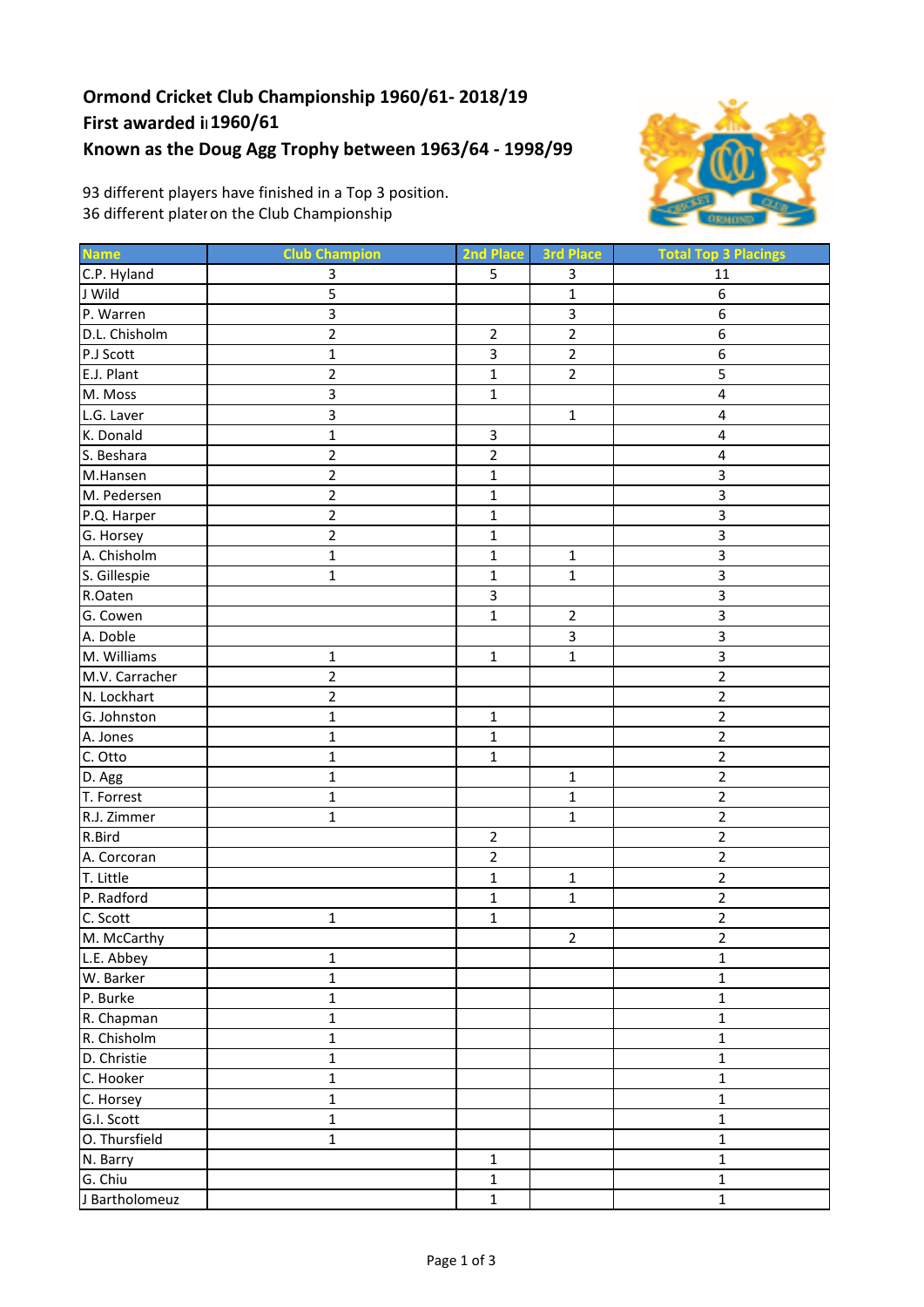**Ormond Cricket Club Championship 1960/61- 2018/19**
**First awarded in 1960/61**
**Known as the Doug Agg Trophy between 1963/64 - 1998/99**

93 different players have finished in a Top 3 position.
36 different plater on the Club Championship

| Name | Club Champion | 2nd Place | 3rd Place | Total Top 3 Placings |
|---|---|---|---|---|
| C.P. Hyland | 3 | 5 | 3 | 11 |
| J Wild | 5 | | 1 | 6 |
| P. Warren | 3 | | 3 | 6 |
| D.L. Chisholm | 2 | 2 | 2 | 6 |
| P.J Scott | 1 | 3 | 2 | 6 |
| E.J. Plant | 2 | 1 | 2 | 5 |
| M. Moss | 3 | 1 | | 4 |
| L.G. Laver | 3 | | 1 | 4 |
| K. Donald | 1 | 3 | | 4 |
| S. Beshara | 2 | 2 | | 4 |
| M.Hansen | 2 | 1 | | 3 |
| M. Pedersen | 2 | 1 | | 3 |
| P.Q. Harper | 2 | 1 | | 3 |
| G. Horsey | 2 | 1 | | 3 |
| A. Chisholm | 1 | 1 | 1 | 3 |
| S. Gillespie | 1 | 1 | 1 | 3 |
| R.Oaten | | 3 | | 3 |
| G. Cowen | | 1 | 2 | 3 |
| A. Doble | | | 3 | 3 |
| M. Williams | 1 | 1 | 1 | 3 |
| M.V. Carracher | 2 | | | 2 |
| N. Lockhart | 2 | | | 2 |
| G. Johnston | 1 | 1 | | 2 |
| A. Jones | 1 | 1 | | 2 |
| C. Otto | 1 | 1 | | 2 |
| D. Agg | 1 | | 1 | 2 |
| T. Forrest | 1 | | 1 | 2 |
| R.J. Zimmer | 1 | | 1 | 2 |
| R.Bird | | 2 | | 2 |
| A. Corcoran | | 2 | | 2 |
| T. Little | | 1 | 1 | 2 |
| P. Radford | | 1 | 1 | 2 |
| C. Scott | 1 | 1 | | 2 |
| M. McCarthy | | | 2 | 2 |
| L.E. Abbey | 1 | | | 1 |
| W. Barker | 1 | | | 1 |
| P. Burke | 1 | | | 1 |
| R. Chapman | 1 | | | 1 |
| R. Chisholm | 1 | | | 1 |
| D. Christie | 1 | | | 1 |
| C. Hooker | 1 | | | 1 |
| C. Horsey | 1 | | | 1 |
| G.I. Scott | 1 | | | 1 |
| O. Thursfield | 1 | | | 1 |
| N. Barry | | 1 | | 1 |
| G. Chiu | | 1 | | 1 |
| J Bartholomeuz | | 1 | | 1 |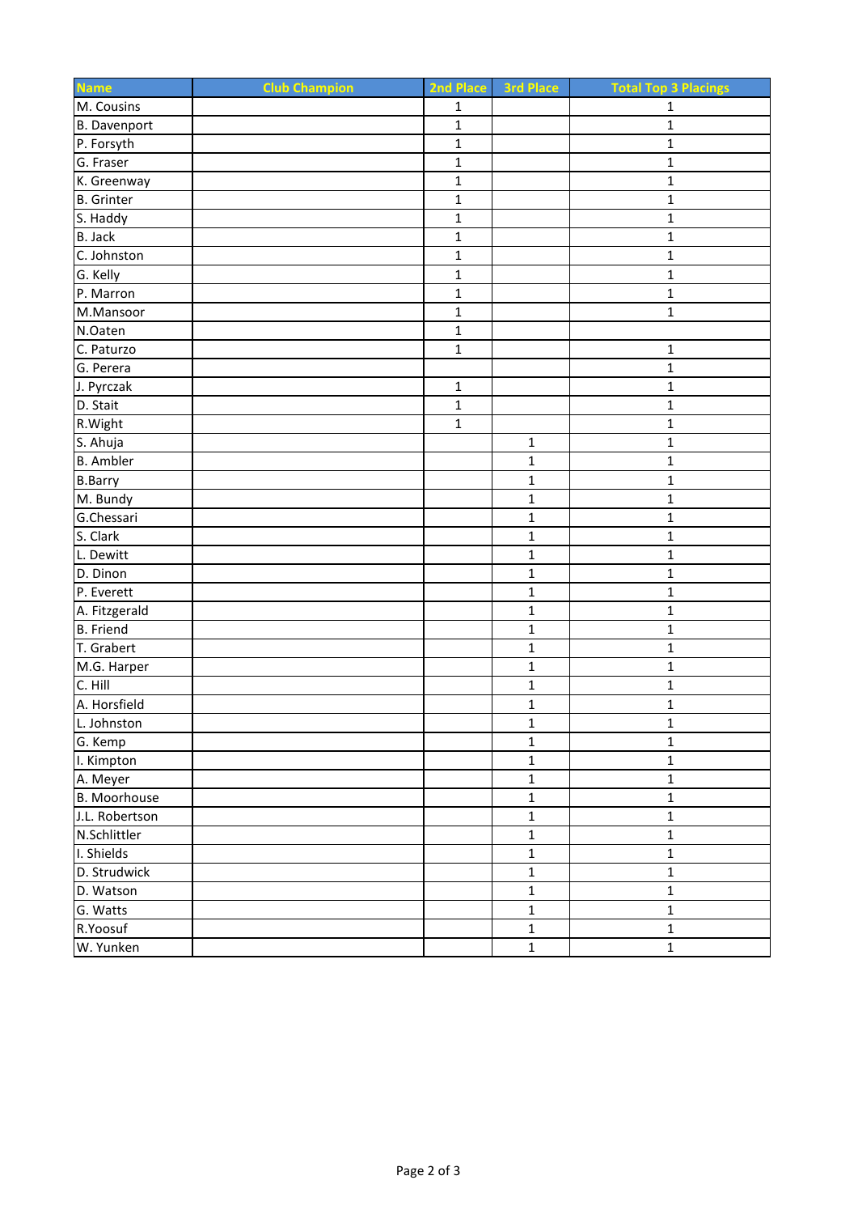| Name | Club Champion | 2nd Place | 3rd Place | Total Top 3 Placings |
|---|---|---|---|---|
| M. Cousins | | 1 | | 1 |
| B. Davenport | | 1 | | 1 |
| P. Forsyth | | 1 | | 1 |
| G. Fraser | | 1 | | 1 |
| K. Greenway | | 1 | | 1 |
| B. Grinter | | 1 | | 1 |
| S. Haddy | | 1 | | 1 |
| B. Jack | | 1 | | 1 |
| C. Johnston | | 1 | | 1 |
| G. Kelly | | 1 | | 1 |
| P. Marron | | 1 | | 1 |
| M.Mansoor | | 1 | | 1 |
| N.Oaten | | 1 | | |
| C. Paturzo | | 1 | | 1 |
| G. Perera | | | | 1 |
| J. Pyrczak | | 1 | | 1 |
| D. Stait | | 1 | | 1 |
| R.Wight | | 1 | | 1 |
| S. Ahuja | | | 1 | 1 |
| B. Ambler | | | 1 | 1 |
| B.Barry | | | 1 | 1 |
| M. Bundy | | | 1 | 1 |
| G.Chessari | | | 1 | 1 |
| S. Clark | | | 1 | 1 |
| L. Dewitt | | | 1 | 1 |
| D. Dinon | | | 1 | 1 |
| P. Everett | | | 1 | 1 |
| A. Fitzgerald | | | 1 | 1 |
| B. Friend | | | 1 | 1 |
| T. Grabert | | | 1 | 1 |
| M.G. Harper | | | 1 | 1 |
| C. Hill | | | 1 | 1 |
| A. Horsfield | | | 1 | 1 |
| L. Johnston | | | 1 | 1 |
| G. Kemp | | | 1 | 1 |
| I. Kimpton | | | 1 | 1 |
| A. Meyer | | | 1 | 1 |
| B. Moorhouse | | | 1 | 1 |
| J.L. Robertson | | | 1 | 1 |
| N.Schlittler | | | 1 | 1 |
| I. Shields | | | 1 | 1 |
| D. Strudwick | | | 1 | 1 |
| D. Watson | | | 1 | 1 |
| G. Watts | | | 1 | 1 |
| R.Yoosuf | | | 1 | 1 |
| W. Yunken | | | 1 | 1 |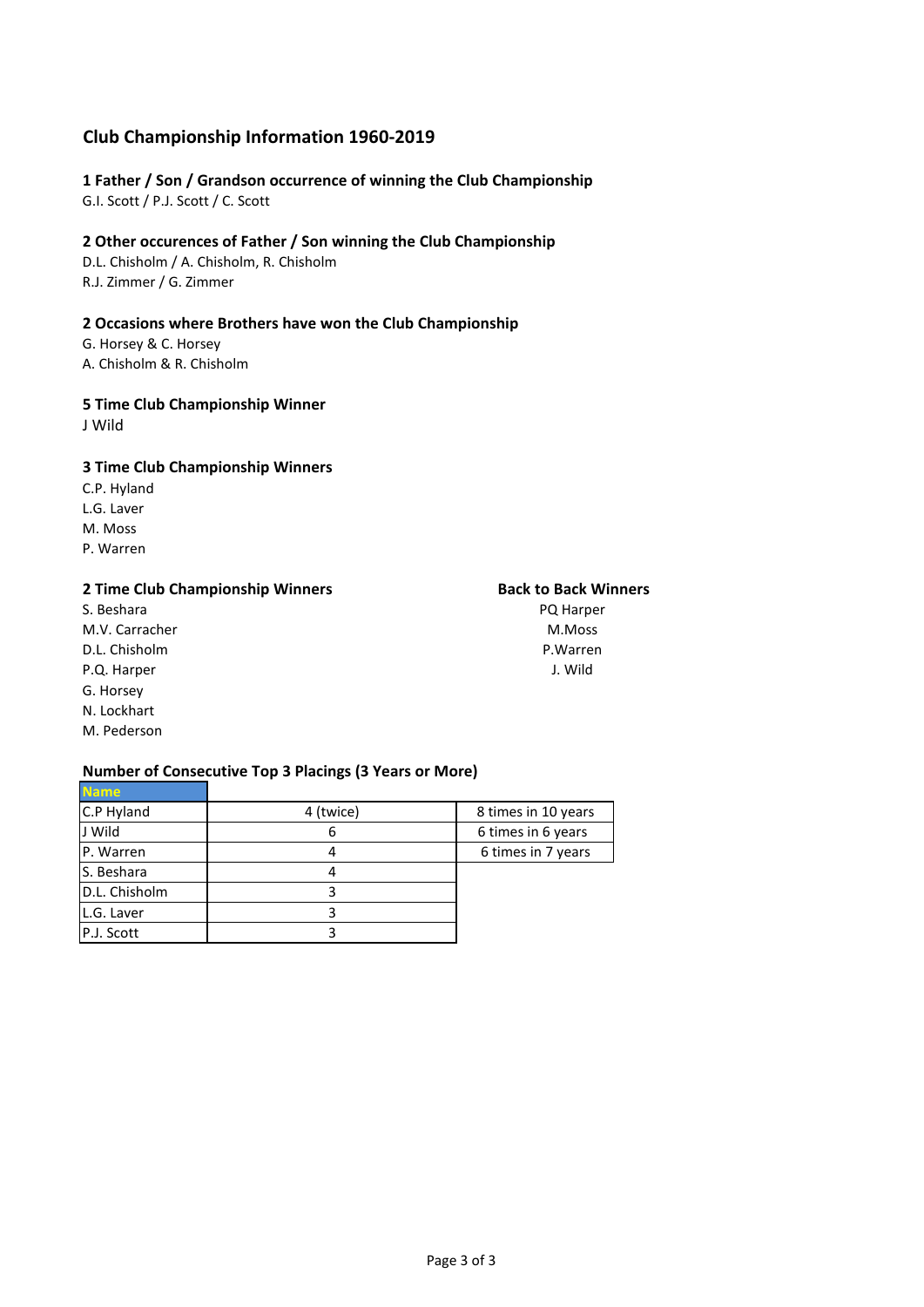## Club Championship Information 1960-2019

### 1 Father / Son / Grandson occurrence of winning the Club Championship

G.I. Scott / P.J. Scott / C. Scott

### 2 Other occurences of Father / Son winning the Club Championship

D.L. Chisholm / A. Chisholm, R. Chisholm
R.J. Zimmer / G. Zimmer

### 2 Occasions where Brothers have won the Club Championship

G. Horsey & C. Horsey
A. Chisholm & R. Chisholm

### 5 Time Club Championship Winner

J Wild

### 3 Time Club Championship Winners

C.P. Hyland
L.G. Laver
M. Moss
P. Warren

### 2 Time Club Championship Winners

S. Beshara
M.V. Carracher
D.L. Chisholm
P.Q. Harper
G. Horsey
N. Lockhart
M. Pederson

### Back to Back Winners

PQ Harper
M.Moss
P.Warren
J. Wild

### Number of Consecutive Top 3 Placings (3 Years or More)

| Name | | |
|---|---|---|
| C.P Hyland | 4 (twice) | 8 times in 10 years |
| J Wild | 6 | 6 times in 6 years |
| P. Warren | 4 | 6 times in 7 years |
| S. Beshara | 4 | |
| D.L. Chisholm | 3 | |
| L.G. Laver | 3 | |
| P.J. Scott | 3 | |